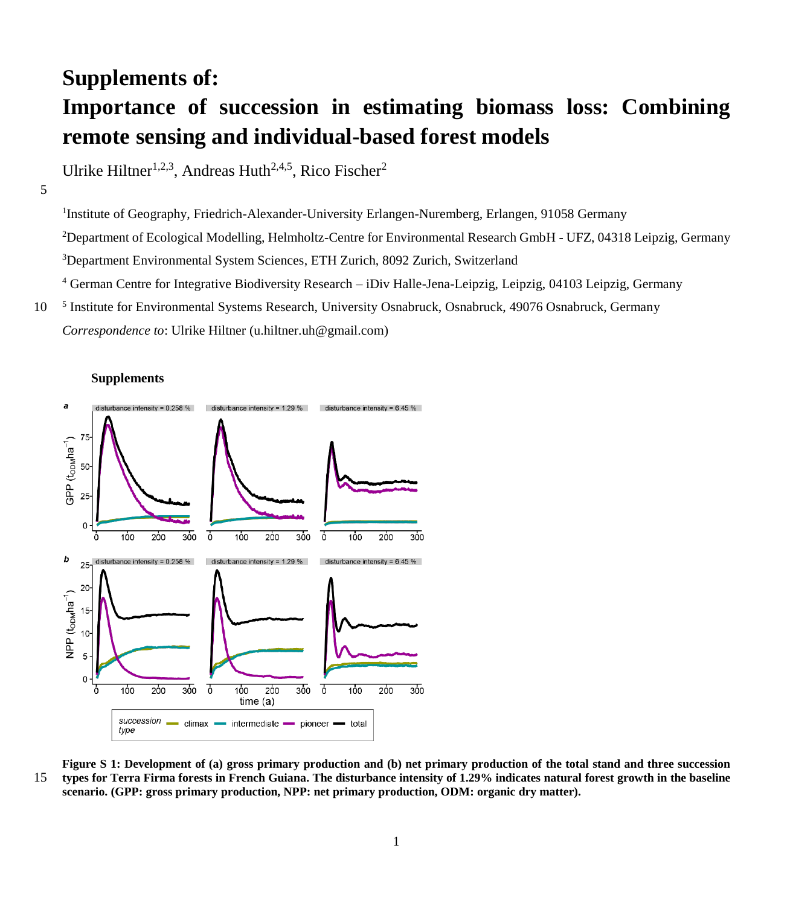# Supplements of:

# Importance of succession in estimating biomass loss: Combining remote sensing and individual-based forest models

Ulrike Hiltner[1,2,3], Andreas Huth[2,4,5], Rico Fischer[2]

[1]Institute of Geography, Friedrich-Alexander-University Erlangen-Nuremberg, Erlangen, 91058 Germany

[2]Department of Ecological Modelling, Helmholtz-Centre for Environmental Research GmbH - UFZ, 04318 Leipzig, Germany

[3]Department Environmental System Sciences, ETH Zurich, 8092 Zurich, Switzerland

[4] German Centre for Integrative Biodiversity Research – iDiv Halle-Jena-Leipzig, Leipzig, 04103 Leipzig, Germany

[5] Institute for Environmental Systems Research, University Osnabruck, Osnabruck, 49076 Osnabruck, Germany

*Correspondence to*: Ulrike Hiltner (u.hiltner.uh@gmail.com)

## Supplements

**Figure S 1: Development of (a) gross primary production and (b) net primary production of the total stand and three succession types for Terra Firma forests in French Guiana. The disturbance intensity of 1.29% indicates natural forest growth in the baseline scenario. (GPP: gross primary production, NPP: net primary production, ODM: organic dry matter).**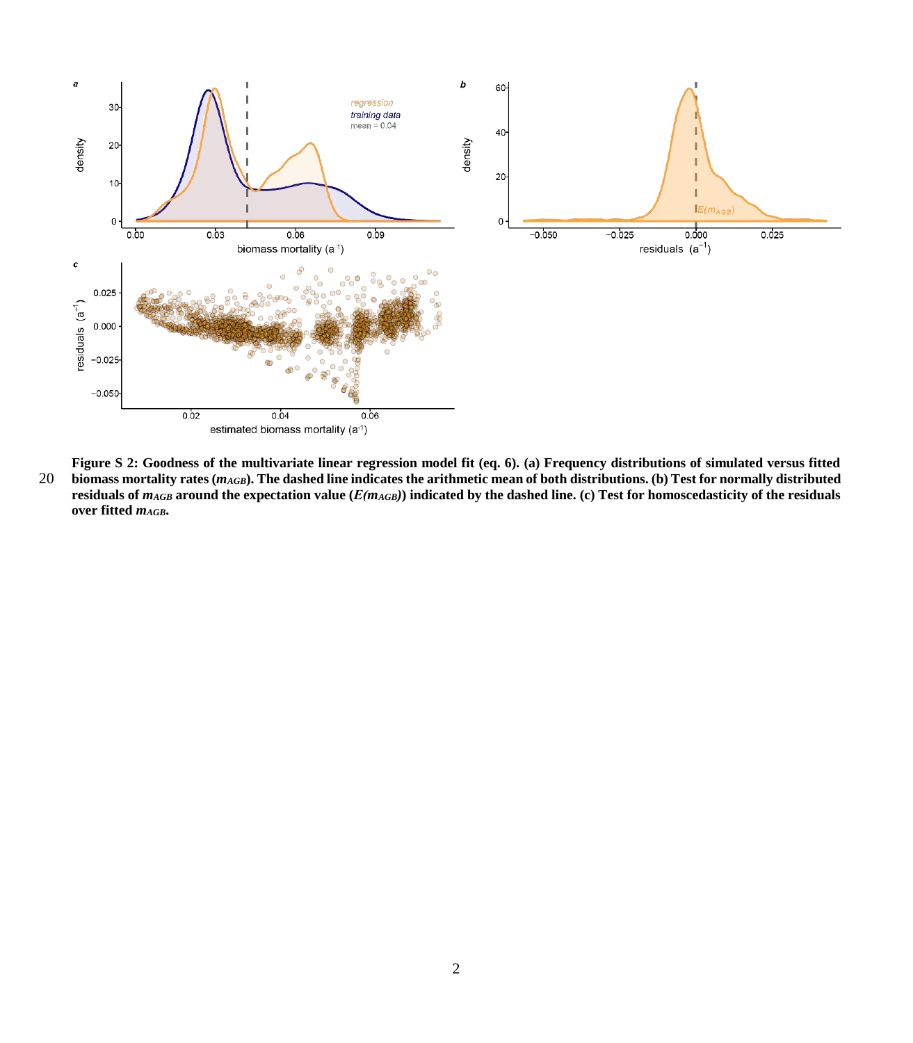**Figure S 2: Goodness of the multivariate linear regression model fit (eq. 6). (a) Frequency distributions of simulated versus fitted biomass mortality rates ($m_{AGB}$). The dashed line indicates the arithmetic mean of both distributions. (b) Test for normally distributed residuals of $m_{AGB}$ around the expectation value ($E(m_{AGB})$) indicated by the dashed line. (c) Test for homoscedasticity of the residuals over fitted $m_{AGB}$.**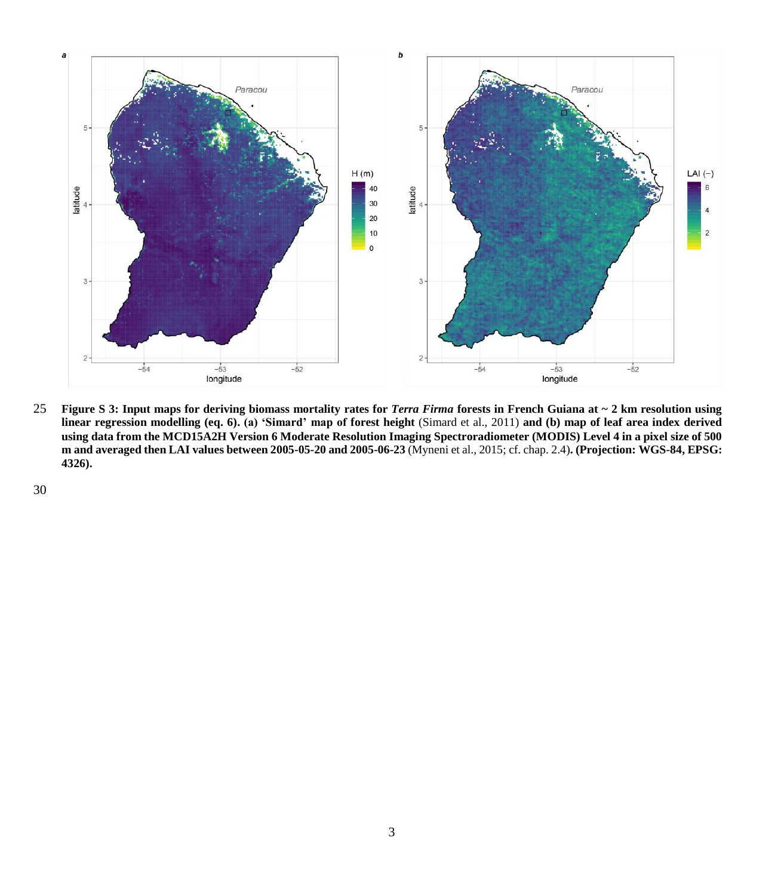**Figure S 3: Input maps for deriving biomass mortality rates for *Terra Firma* forests in French Guiana at ~ 2 km resolution using linear regression modelling (eq. 6). (a) 'Simard' map of forest height** (Simard et al., 2011) **and (b) map of leaf area index derived using data from the MCD15A2H Version 6 Moderate Resolution Imaging Spectroradiometer (MODIS) Level 4 in a pixel size of 500 m and averaged then LAI values between 2005-05-20 and 2005-06-23** (Myneni et al., 2015; cf. chap. 2.4)**. (Projection: WGS-84, EPSG: 4326).**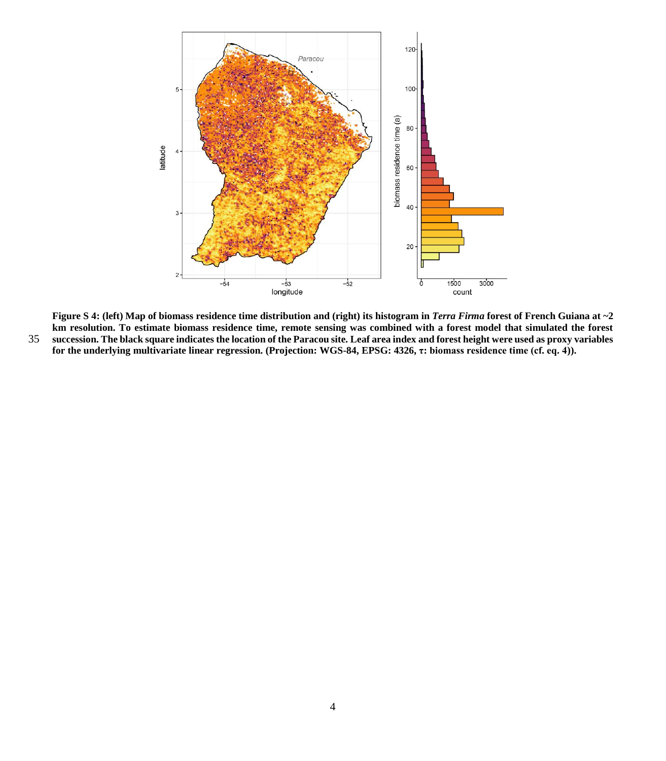**Figure S 4: (left) Map of biomass residence time distribution and (right) its histogram in *Terra Firma* forest of French Guiana at ~2 km resolution. To estimate biomass residence time, remote sensing was combined with a forest model that simulated the forest succession. The black square indicates the location of the Paracou site. Leaf area index and forest height were used as proxy variables for the underlying multivariate linear regression. (Projection: WGS-84, EPSG: 4326, $\tau$: biomass residence time (cf. eq. 4)).**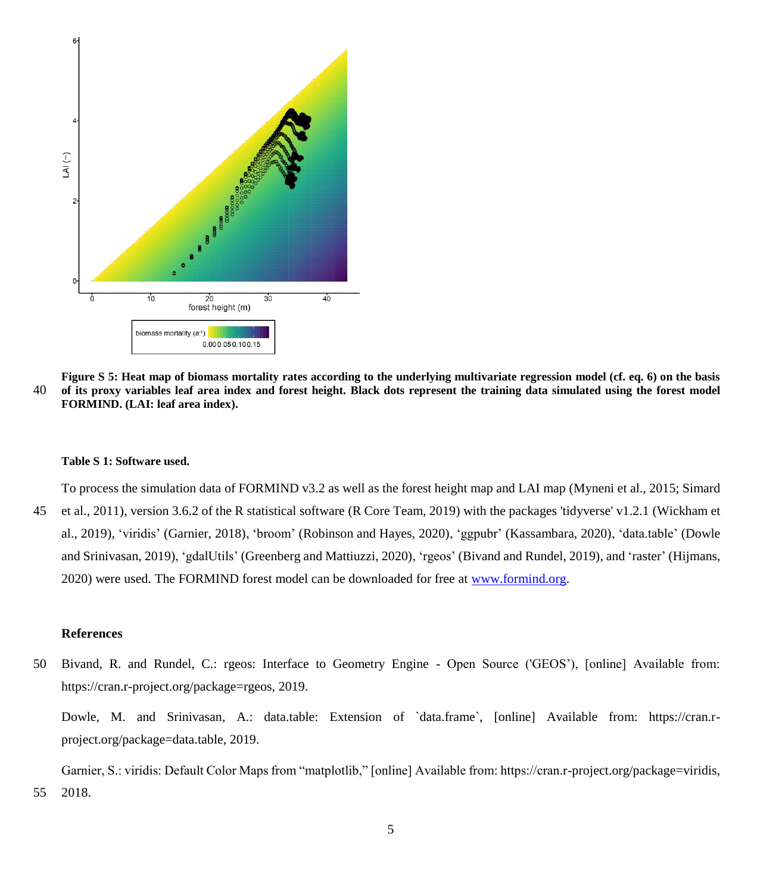**Figure S 5: Heat map of biomass mortality rates according to the underlying multivariate regression model (cf. eq. 6) on the basis of its proxy variables leaf area index and forest height. Black dots represent the training data simulated using the forest model FORMIND. (LAI: leaf area index).**

**Table S 1: Software used.**

To process the simulation data of FORMIND v3.2 as well as the forest height map and LAI map (Myneni et al., 2015; Simard et al., 2011), version 3.6.2 of the R statistical software (R Core Team, 2019) with the packages 'tidyverse' v1.2.1 (Wickham et al., 2019), 'viridis' (Garnier, 2018), 'broom' (Robinson and Hayes, 2020), 'ggpubr' (Kassambara, 2020), 'data.table' (Dowle and Srinivasan, 2019), 'gdalUtils' (Greenberg and Mattiuzzi, 2020), 'rgeos' (Bivand and Rundel, 2019), and 'raster' (Hijmans, 2020) were used. The FORMIND forest model can be downloaded for free at www.formind.org.

## References

Bivand, R. and Rundel, C.: rgeos: Interface to Geometry Engine - Open Source ('GEOS'), [online] Available from: https://cran.r-project.org/package=rgeos, 2019.

Dowle, M. and Srinivasan, A.: data.table: Extension of `data.frame`, [online] Available from: https://cran.r-project.org/package=data.table, 2019.

Garnier, S.: viridis: Default Color Maps from "matplotlib," [online] Available from: https://cran.r-project.org/package=viridis, 2018.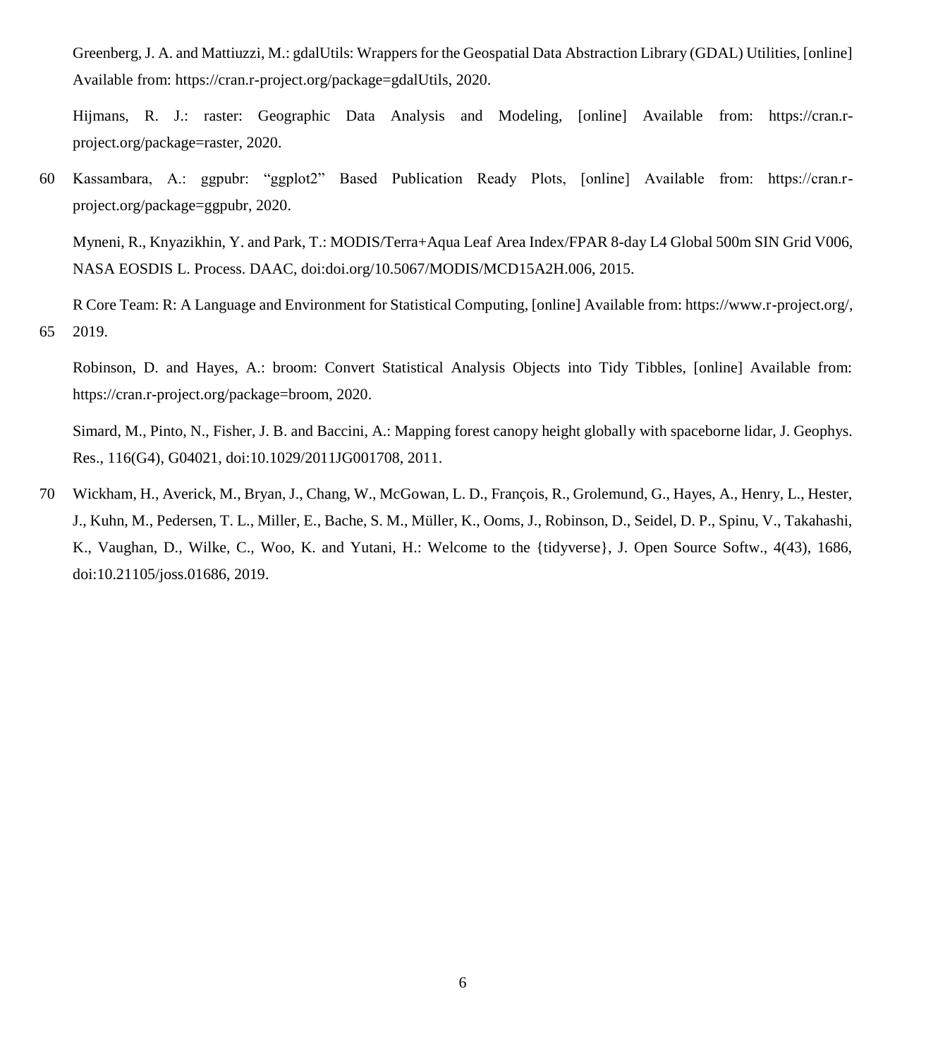Greenberg, J. A. and Mattiuzzi, M.: gdalUtils: Wrappers for the Geospatial Data Abstraction Library (GDAL) Utilities, [online] Available from: https://cran.r-project.org/package=gdalUtils, 2020.

Hijmans, R. J.: raster: Geographic Data Analysis and Modeling, [online] Available from: https://cran.r-project.org/package=raster, 2020.

Kassambara, A.: ggpubr: "ggplot2" Based Publication Ready Plots, [online] Available from: https://cran.r-project.org/package=ggpubr, 2020.

Myneni, R., Knyazikhin, Y. and Park, T.: MODIS/Terra+Aqua Leaf Area Index/FPAR 8-day L4 Global 500m SIN Grid V006, NASA EOSDIS L. Process. DAAC, doi:doi.org/10.5067/MODIS/MCD15A2H.006, 2015.

R Core Team: R: A Language and Environment for Statistical Computing, [online] Available from: https://www.r-project.org/, 2019.

Robinson, D. and Hayes, A.: broom: Convert Statistical Analysis Objects into Tidy Tibbles, [online] Available from: https://cran.r-project.org/package=broom, 2020.

Simard, M., Pinto, N., Fisher, J. B. and Baccini, A.: Mapping forest canopy height globally with spaceborne lidar, J. Geophys. Res., 116(G4), G04021, doi:10.1029/2011JG001708, 2011.

Wickham, H., Averick, M., Bryan, J., Chang, W., McGowan, L. D., François, R., Grolemund, G., Hayes, A., Henry, L., Hester, J., Kuhn, M., Pedersen, T. L., Miller, E., Bache, S. M., Müller, K., Ooms, J., Robinson, D., Seidel, D. P., Spinu, V., Takahashi, K., Vaughan, D., Wilke, C., Woo, K. and Yutani, H.: Welcome to the {tidyverse}, J. Open Source Softw., 4(43), 1686, doi:10.21105/joss.01686, 2019.